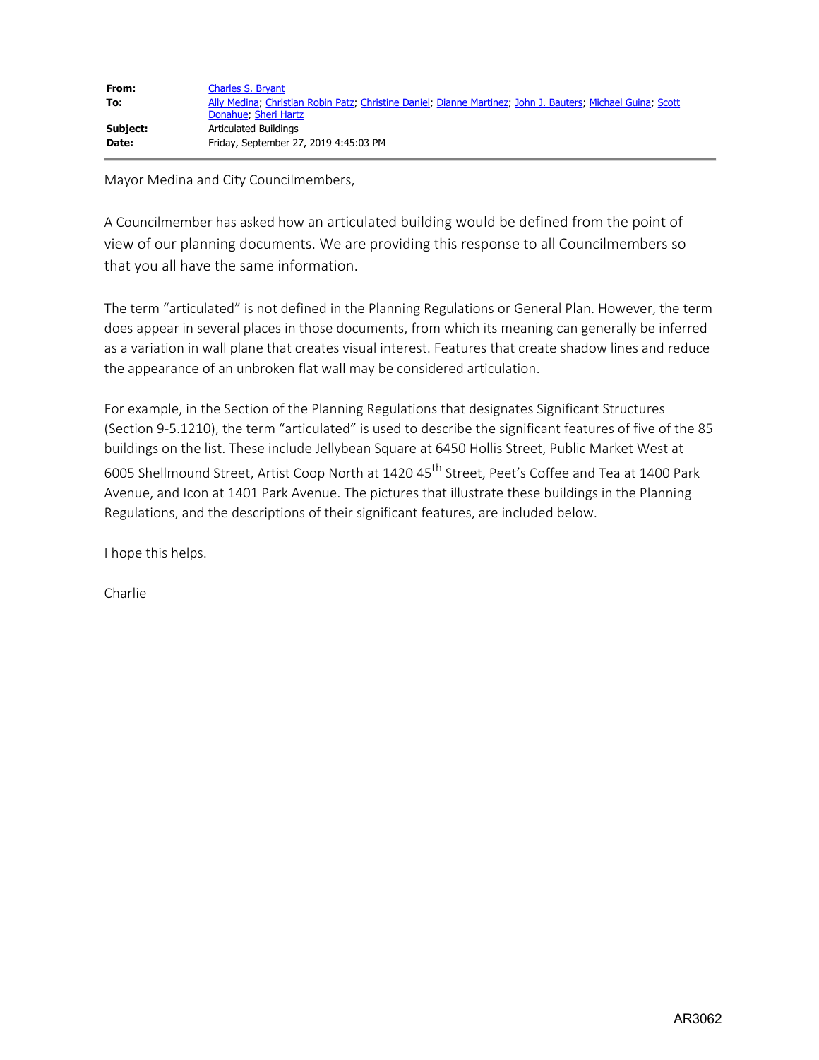| | |
|---|---|
| **From:** | Charles S. Bryant |
| **To:** | Ally Medina; Christian Robin Patz; Christine Daniel; Dianne Martinez; John J. Bauters; Michael Guina; Scott Donahue; Sheri Hartz |
| **Subject:** | Articulated Buildings |
| **Date:** | Friday, September 27, 2019 4:45:03 PM |

Mayor Medina and City Councilmembers,

A Councilmember has asked how an articulated building would be defined from the point of view of our planning documents. We are providing this response to all Councilmembers so that you all have the same information.

The term "articulated" is not defined in the Planning Regulations or General Plan. However, the term does appear in several places in those documents, from which its meaning can generally be inferred as a variation in wall plane that creates visual interest. Features that create shadow lines and reduce the appearance of an unbroken flat wall may be considered articulation.

For example, in the Section of the Planning Regulations that designates Significant Structures (Section 9-5.1210), the term "articulated" is used to describe the significant features of five of the 85 buildings on the list. These include Jellybean Square at 6450 Hollis Street, Public Market West at 6005 Shellmound Street, Artist Coop North at 1420 45th Street, Peet's Coffee and Tea at 1400 Park Avenue, and Icon at 1401 Park Avenue. The pictures that illustrate these buildings in the Planning Regulations, and the descriptions of their significant features, are included below.

I hope this helps.

Charlie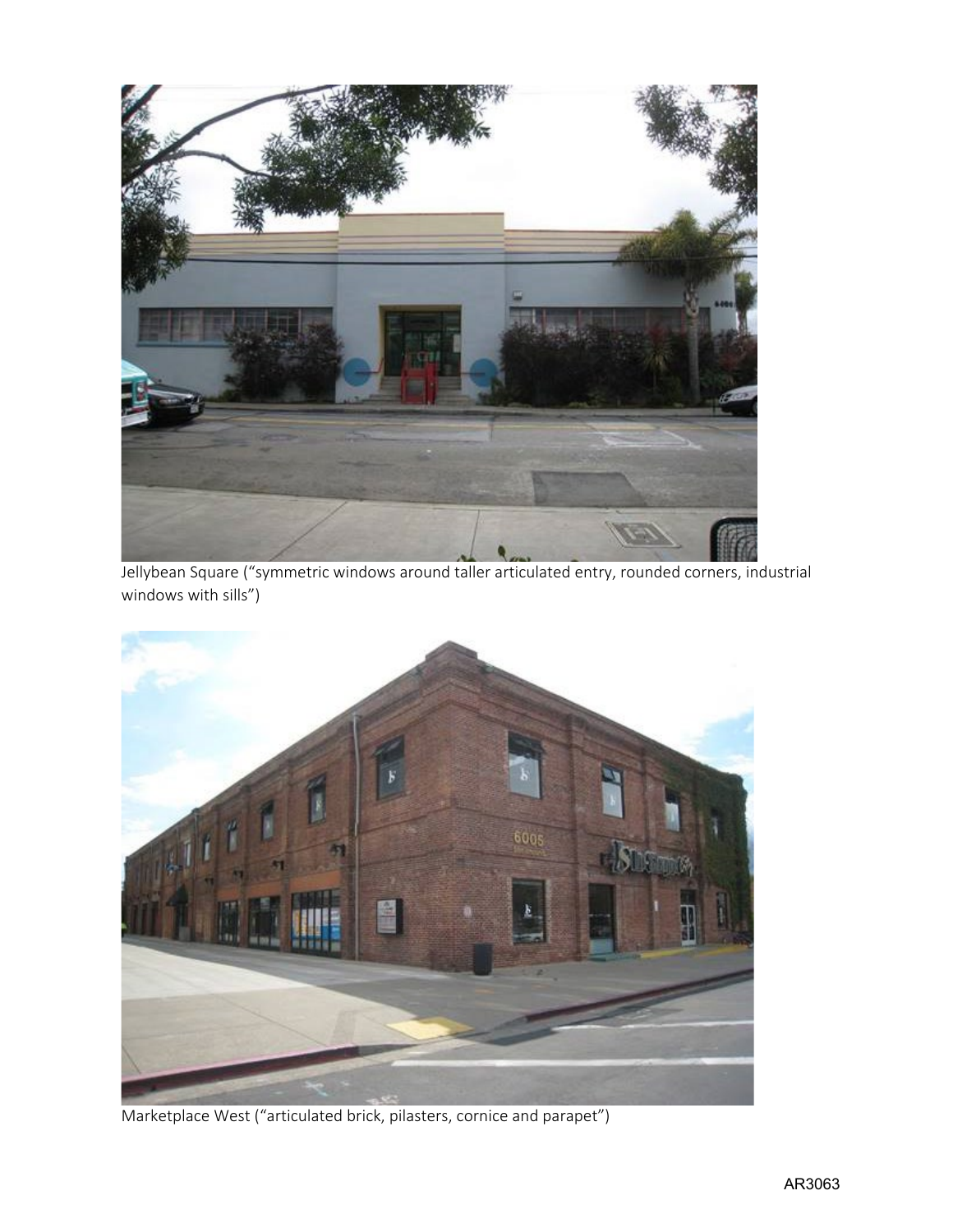Jellybean Square ("symmetric windows around taller articulated entry, rounded corners, industrial windows with sills")

Marketplace West ("articulated brick, pilasters, cornice and parapet")

AR3063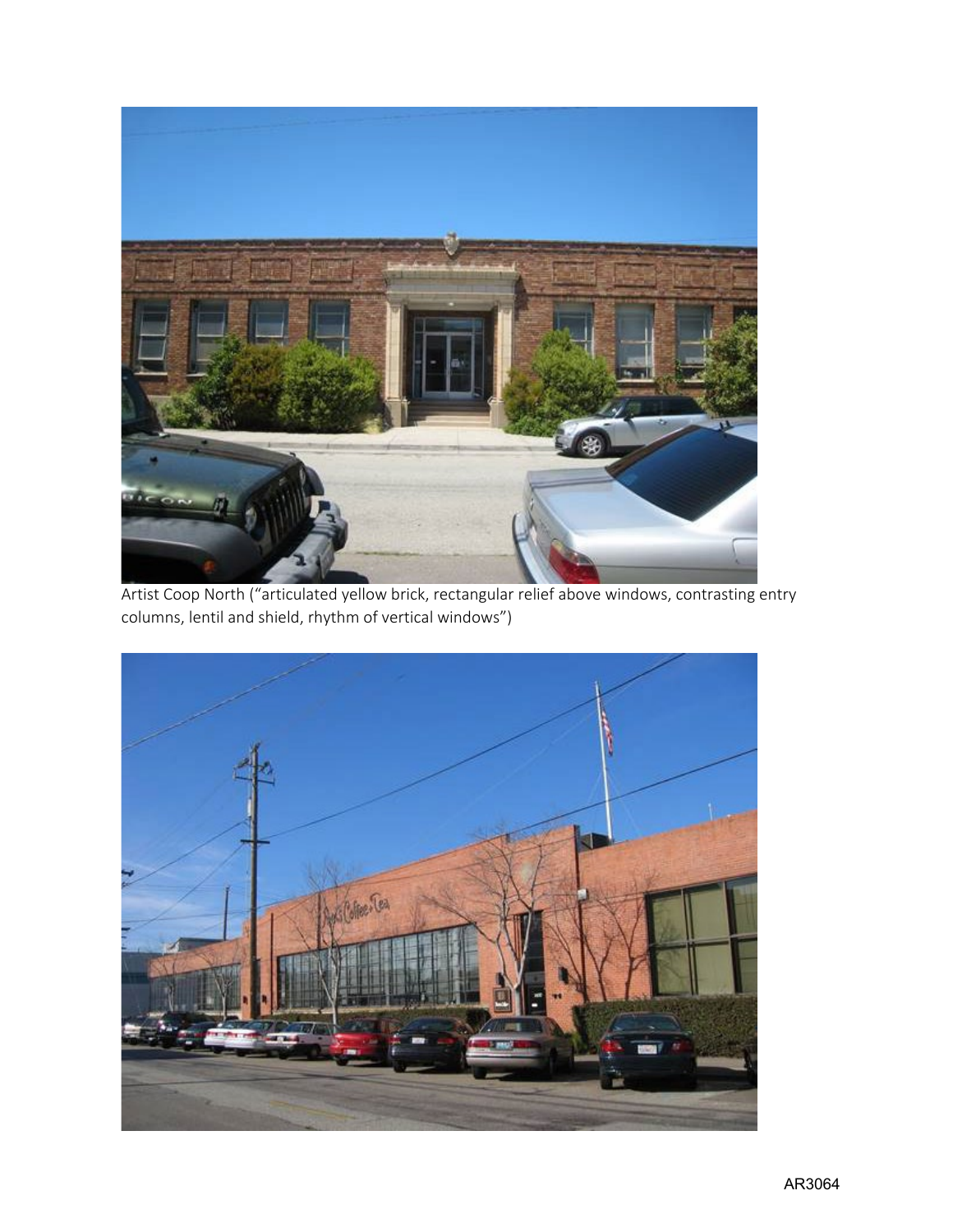Artist Coop North (“articulated yellow brick, rectangular relief above windows, contrasting entry columns, lentil and shield, rhythm of vertical windows”)

AR3064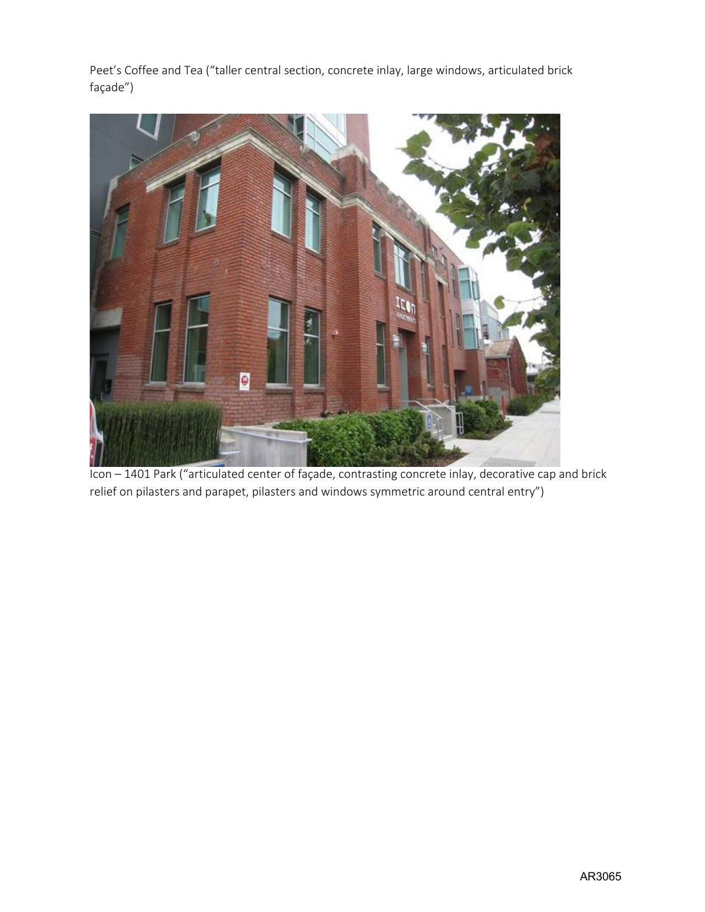Peet's Coffee and Tea ("taller central section, concrete inlay, large windows, articulated brick façade")

Icon – 1401 Park ("articulated center of façade, contrasting concrete inlay, decorative cap and brick relief on pilasters and parapet, pilasters and windows symmetric around central entry")

AR3065